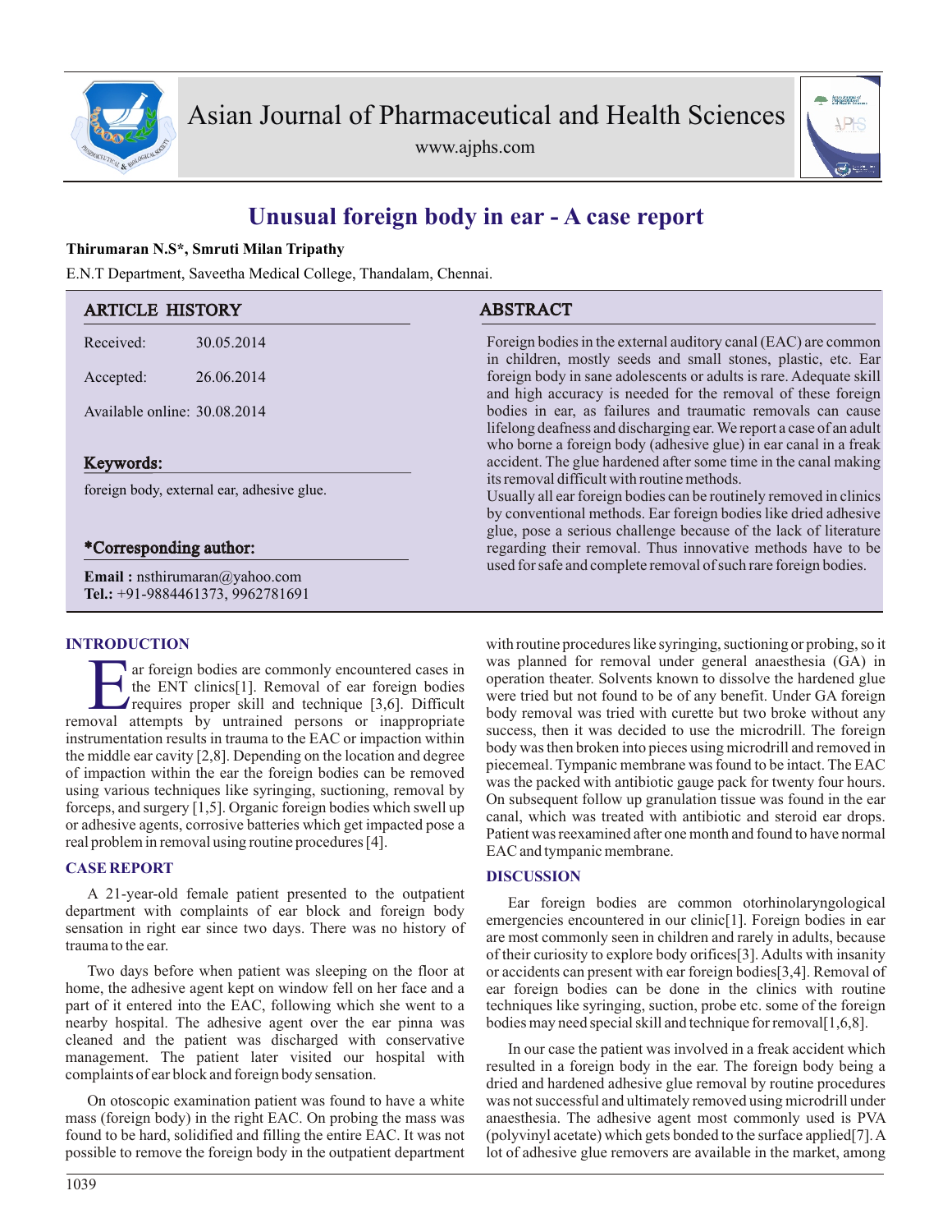# Unusual foreign body in ear - A case report

**Thirumaran N.S*, Smruti Milan Tripathy**

E.N.T Department, Saveetha Medical College, Thandalam, Chennai.

## ARTICLE HISTORY

Received: 30.05.2014

Accepted: 26.06.2014

Available online: 30.08.2014

## Keywords:

foreign body, external ear, adhesive glue.

## *Corresponding author:

**Email :** nsthirumaran@yahoo.com
**Tel.:** +91-9884461373, 9962781691

## ABSTRACT

Foreign bodies in the external auditory canal (EAC) are common in children, mostly seeds and small stones, plastic, etc. Ear foreign body in sane adolescents or adults is rare. Adequate skill and high accuracy is needed for the removal of these foreign bodies in ear, as failures and traumatic removals can cause lifelong deafness and discharging ear. We report a case of an adult who borne a foreign body (adhesive glue) in ear canal in a freak accident. The glue hardened after some time in the canal making its removal difficult with routine methods.

Usually all ear foreign bodies can be routinely removed in clinics by conventional methods. Ear foreign bodies like dried adhesive glue, pose a serious challenge because of the lack of literature regarding their removal. Thus innovative methods have to be used for safe and complete removal of such rare foreign bodies.

## INTRODUCTION

Ear foreign bodies are commonly encountered cases in the ENT clinics[1]. Removal of ear foreign bodies requires proper skill and technique [3,6]. Difficult removal attempts by untrained persons or inappropriate instrumentation results in trauma to the EAC or impaction within the middle ear cavity [2,8]. Depending on the location and degree of impaction within the ear the foreign bodies can be removed using various techniques like syringing, suctioning, removal by forceps, and surgery [1,5]. Organic foreign bodies which swell up or adhesive agents, corrosive batteries which get impacted pose a real problem in removal using routine procedures [4].

## CASE REPORT

A 21-year-old female patient presented to the outpatient department with complaints of ear block and foreign body sensation in right ear since two days. There was no history of trauma to the ear.

Two days before when patient was sleeping on the floor at home, the adhesive agent kept on window fell on her face and a part of it entered into the EAC, following which she went to a nearby hospital. The adhesive agent over the ear pinna was cleaned and the patient was discharged with conservative management. The patient later visited our hospital with complaints of ear block and foreign body sensation.

On otoscopic examination patient was found to have a white mass (foreign body) in the right EAC. On probing the mass was found to be hard, solidified and filling the entire EAC. It was not possible to remove the foreign body in the outpatient department with routine procedures like syringing, suctioning or probing, so it was planned for removal under general anaesthesia (GA) in operation theater. Solvents known to dissolve the hardened glue were tried but not found to be of any benefit. Under GA foreign body removal was tried with curette but two broke without any success, then it was decided to use the microdrill. The foreign body was then broken into pieces using microdrill and removed in piecemeal. Tympanic membrane was found to be intact. The EAC was the packed with antibiotic gauge pack for twenty four hours. On subsequent follow up granulation tissue was found in the ear canal, which was treated with antibiotic and steroid ear drops. Patient was reexamined after one month and found to have normal EAC and tympanic membrane.

## DISCUSSION

Ear foreign bodies are common otorhinolaryngological emergencies encountered in our clinic[1]. Foreign bodies in ear are most commonly seen in children and rarely in adults, because of their curiosity to explore body orifices[3]. Adults with insanity or accidents can present with ear foreign bodies[3,4]. Removal of ear foreign bodies can be done in the clinics with routine techniques like syringing, suction, probe etc. some of the foreign bodies may need special skill and technique for removal[1,6,8].

In our case the patient was involved in a freak accident which resulted in a foreign body in the ear. The foreign body being a dried and hardened adhesive glue removal by routine procedures was not successful and ultimately removed using microdrill under anaesthesia. The adhesive agent most commonly used is PVA (polyvinyl acetate) which gets bonded to the surface applied[7]. A lot of adhesive glue removers are available in the market, among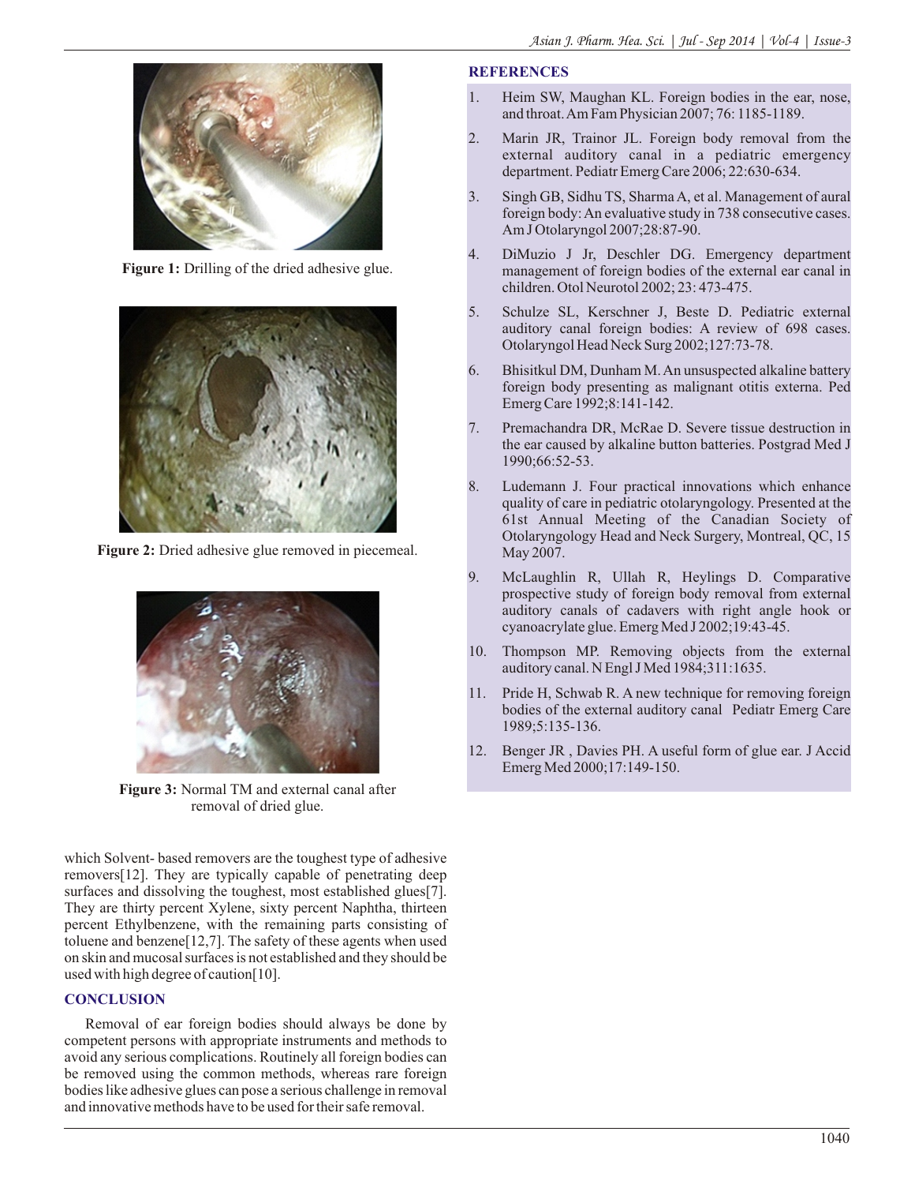Figure 1: Drilling of the dried adhesive glue.

Figure 2: Dried adhesive glue removed in piecemeal.

Figure 3: Normal TM and external canal after removal of dried glue.

which Solvent- based removers are the toughest type of adhesive removers[12]. They are typically capable of penetrating deep surfaces and dissolving the toughest, most established glues[7]. They are thirty percent Xylene, sixty percent Naphtha, thirteen percent Ethylbenzene, with the remaining parts consisting of toluene and benzene[12,7]. The safety of these agents when used on skin and mucosal surfaces is not established and they should be used with high degree of caution[10].

## CONCLUSION

Removal of ear foreign bodies should always be done by competent persons with appropriate instruments and methods to avoid any serious complications. Routinely all foreign bodies can be removed using the common methods, whereas rare foreign bodies like adhesive glues can pose a serious challenge in removal and innovative methods have to be used for their safe removal.

## REFERENCES

1. Heim SW, Maughan KL. Foreign bodies in the ear, nose, and throat. Am Fam Physician 2007; 76: 1185-1189.
2. Marin JR, Trainor JL. Foreign body removal from the external auditory canal in a pediatric emergency department. Pediatr Emerg Care 2006; 22:630-634.
3. Singh GB, Sidhu TS, Sharma A, et al. Management of aural foreign body: An evaluative study in 738 consecutive cases. Am J Otolaryngol 2007;28:87-90.
4. DiMuzio J Jr, Deschler DG. Emergency department management of foreign bodies of the external ear canal in children. Otol Neurotol 2002; 23: 473-475.
5. Schulze SL, Kerschner J, Beste D. Pediatric external auditory canal foreign bodies: A review of 698 cases. Otolaryngol Head Neck Surg 2002;127:73-78.
6. Bhisitkul DM, Dunham M. An unsuspected alkaline battery foreign body presenting as malignant otitis externa. Ped Emerg Care 1992;8:141-142.
7. Premachandra DR, McRae D. Severe tissue destruction in the ear caused by alkaline button batteries. Postgrad Med J 1990;66:52-53.
8. Ludemann J. Four practical innovations which enhance quality of care in pediatric otolaryngology. Presented at the 61st Annual Meeting of the Canadian Society of Otolaryngology Head and Neck Surgery, Montreal, QC, 15 May 2007.
9. McLaughlin R, Ullah R, Heylings D. Comparative prospective study of foreign body removal from external auditory canals of cadavers with right angle hook or cyanoacrylate glue. Emerg Med J 2002;19:43-45.
10. Thompson MP. Removing objects from the external auditory canal. N Engl J Med 1984;311:1635.
11. Pride H, Schwab R. A new technique for removing foreign bodies of the external auditory canal Pediatr Emerg Care 1989;5:135-136.
12. Benger JR , Davies PH. A useful form of glue ear. J Accid Emerg Med 2000;17:149-150.